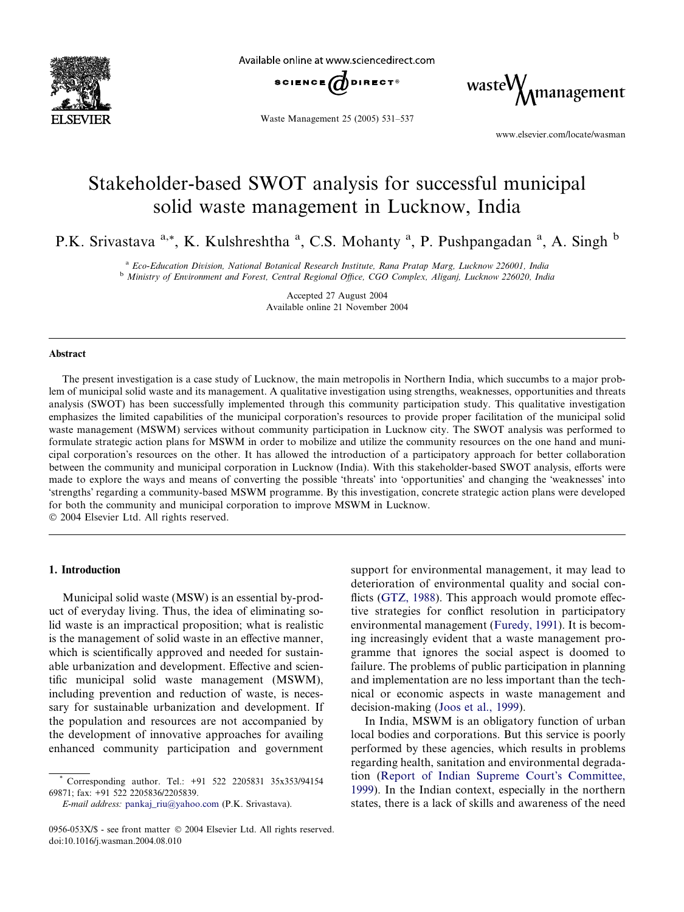# Stakeholder-based SWOT analysis for successful municipal solid waste management in Lucknow, India

P.K. Srivastava [a,*], K. Kulshreshtha [a], C.S. Mohanty [a], P. Pushpangadan [a], A. Singh [b]

[a] *Eco-Education Division, National Botanical Research Institute, Rana Pratap Marg, Lucknow 226001, India*

[b] *Ministry of Environment and Forest, Central Regional Office, CGO Complex, Aliganj, Lucknow 226020, India*

Accepted 27 August 2004
Available online 21 November 2004

## Abstract

The present investigation is a case study of Lucknow, the main metropolis in Northern India, which succumbs to a major problem of municipal solid waste and its management. A qualitative investigation using strengths, weaknesses, opportunities and threats analysis (SWOT) has been successfully implemented through this community participation study. This qualitative investigation emphasizes the limited capabilities of the municipal corporation's resources to provide proper facilitation of the municipal solid waste management (MSWM) services without community participation in Lucknow city. The SWOT analysis was performed to formulate strategic action plans for MSWM in order to mobilize and utilize the community resources on the one hand and municipal corporation's resources on the other. It has allowed the introduction of a participatory approach for better collaboration between the community and municipal corporation in Lucknow (India). With this stakeholder-based SWOT analysis, efforts were made to explore the ways and means of converting the possible 'threats' into 'opportunities' and changing the 'weaknesses' into 'strengths' regarding a community-based MSWM programme. By this investigation, concrete strategic action plans were developed for both the community and municipal corporation to improve MSWM in Lucknow.

© 2004 Elsevier Ltd. All rights reserved.

## 1. Introduction

Municipal solid waste (MSW) is an essential by-product of everyday living. Thus, the idea of eliminating solid waste is an impractical proposition; what is realistic is the management of solid waste in an effective manner, which is scientifically approved and needed for sustainable urbanization and development. Effective and scientific municipal solid waste management (MSWM), including prevention and reduction of waste, is necessary for sustainable urbanization and development. If the population and resources are not accompanied by the development of innovative approaches for availing enhanced community participation and government support for environmental management, it may lead to deterioration of environmental quality and social conflicts (GTZ, 1988). This approach would promote effective strategies for conflict resolution in participatory environmental management (Furedy, 1991). It is becoming increasingly evident that a waste management programme that ignores the social aspect is doomed to failure. The problems of public participation in planning and implementation are no less important than the technical or economic aspects in waste management and decision-making (Joos et al., 1999).

In India, MSWM is an obligatory function of urban local bodies and corporations. But this service is poorly performed by these agencies, which results in problems regarding health, sanitation and environmental degradation (Report of Indian Supreme Court's Committee, 1999). In the Indian context, especially in the northern states, there is a lack of skills and awareness of the need

* Corresponding author. Tel.: +91 522 2205831 35x353/94154 69871; fax: +91 522 2205836/2205839.
*E-mail address:* pankaj_riu@yahoo.com (P.K. Srivastava).

0956-053X/$ - see front matter © 2004 Elsevier Ltd. All rights reserved.
doi:10.1016/j.wasman.2004.08.010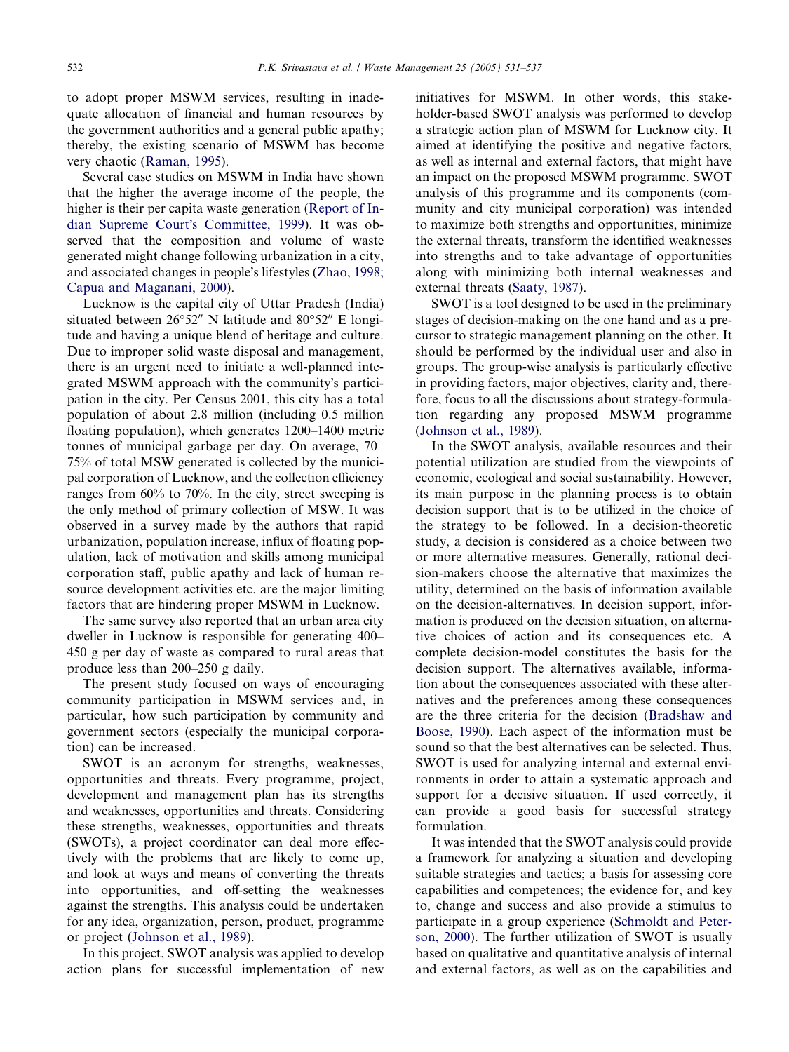to adopt proper MSWM services, resulting in inadequate allocation of financial and human resources by the government authorities and a general public apathy; thereby, the existing scenario of MSWM has become very chaotic (Raman, 1995).

Several case studies on MSWM in India have shown that the higher the average income of the people, the higher is their per capita waste generation (Report of Indian Supreme Court's Committee, 1999). It was observed that the composition and volume of waste generated might change following urbanization in a city, and associated changes in people's lifestyles (Zhao, 1998; Capua and Maganani, 2000).

Lucknow is the capital city of Uttar Pradesh (India) situated between 26°52″ N latitude and 80°52″ E longitude and having a unique blend of heritage and culture. Due to improper solid waste disposal and management, there is an urgent need to initiate a well-planned integrated MSWM approach with the community's participation in the city. Per Census 2001, this city has a total population of about 2.8 million (including 0.5 million floating population), which generates 1200–1400 metric tonnes of municipal garbage per day. On average, 70–75% of total MSW generated is collected by the municipal corporation of Lucknow, and the collection efficiency ranges from 60% to 70%. In the city, street sweeping is the only method of primary collection of MSW. It was observed in a survey made by the authors that rapid urbanization, population increase, influx of floating population, lack of motivation and skills among municipal corporation staff, public apathy and lack of human resource development activities etc. are the major limiting factors that are hindering proper MSWM in Lucknow.

The same survey also reported that an urban area city dweller in Lucknow is responsible for generating 400–450 g per day of waste as compared to rural areas that produce less than 200–250 g daily.

The present study focused on ways of encouraging community participation in MSWM services and, in particular, how such participation by community and government sectors (especially the municipal corporation) can be increased.

SWOT is an acronym for strengths, weaknesses, opportunities and threats. Every programme, project, development and management plan has its strengths and weaknesses, opportunities and threats. Considering these strengths, weaknesses, opportunities and threats (SWOTs), a project coordinator can deal more effectively with the problems that are likely to come up, and look at ways and means of converting the threats into opportunities, and off-setting the weaknesses against the strengths. This analysis could be undertaken for any idea, organization, person, product, programme or project (Johnson et al., 1989).

In this project, SWOT analysis was applied to develop action plans for successful implementation of new initiatives for MSWM. In other words, this stakeholder-based SWOT analysis was performed to develop a strategic action plan of MSWM for Lucknow city. It aimed at identifying the positive and negative factors, as well as internal and external factors, that might have an impact on the proposed MSWM programme. SWOT analysis of this programme and its components (community and city municipal corporation) was intended to maximize both strengths and opportunities, minimize the external threats, transform the identified weaknesses into strengths and to take advantage of opportunities along with minimizing both internal weaknesses and external threats (Saaty, 1987).

SWOT is a tool designed to be used in the preliminary stages of decision-making on the one hand and as a precursor to strategic management planning on the other. It should be performed by the individual user and also in groups. The group-wise analysis is particularly effective in providing factors, major objectives, clarity and, therefore, focus to all the discussions about strategy-formulation regarding any proposed MSWM programme (Johnson et al., 1989).

In the SWOT analysis, available resources and their potential utilization are studied from the viewpoints of economic, ecological and social sustainability. However, its main purpose in the planning process is to obtain decision support that is to be utilized in the choice of the strategy to be followed. In a decision-theoretic study, a decision is considered as a choice between two or more alternative measures. Generally, rational decision-makers choose the alternative that maximizes the utility, determined on the basis of information available on the decision-alternatives. In decision support, information is produced on the decision situation, on alternative choices of action and its consequences etc. A complete decision-model constitutes the basis for the decision support. The alternatives available, information about the consequences associated with these alternatives and the preferences among these consequences are the three criteria for the decision (Bradshaw and Boose, 1990). Each aspect of the information must be sound so that the best alternatives can be selected. Thus, SWOT is used for analyzing internal and external environments in order to attain a systematic approach and support for a decisive situation. If used correctly, it can provide a good basis for successful strategy formulation.

It was intended that the SWOT analysis could provide a framework for analyzing a situation and developing suitable strategies and tactics; a basis for assessing core capabilities and competences; the evidence for, and key to, change and success and also provide a stimulus to participate in a group experience (Schmoldt and Peterson, 2000). The further utilization of SWOT is usually based on qualitative and quantitative analysis of internal and external factors, as well as on the capabilities and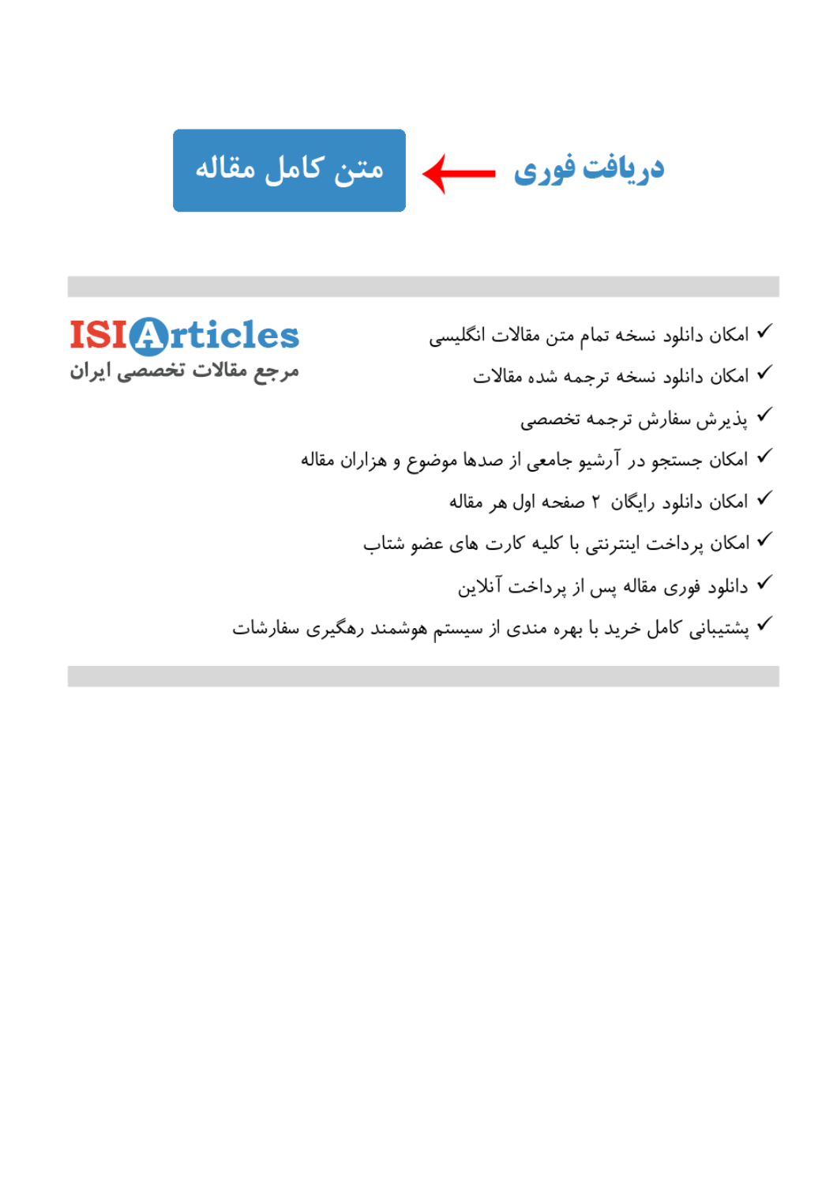دریافت فوری ← متن کامل مقاله

**ISIArticles**
مرجع مقالات تخصصی ایران

- ✓ امکان دانلود نسخه تمام متن مقالات انگلیسی
- ✓ امکان دانلود نسخه ترجمه شده مقالات
- ✓ پذیرش سفارش ترجمه تخصصی
- ✓ امکان جستجو در آرشیو جامعی از صدها موضوع و هزاران مقاله
- ✓ امکان دانلود رایگان ۲ صفحه اول هر مقاله
- ✓ امکان پرداخت اینترنتی با کلیه کارت های عضو شتاب
- ✓ دانلود فوری مقاله پس از پرداخت آنلاین
- ✓ پشتیبانی کامل خرید با بهره مندی از سیستم هوشمند رهگیری سفارشات